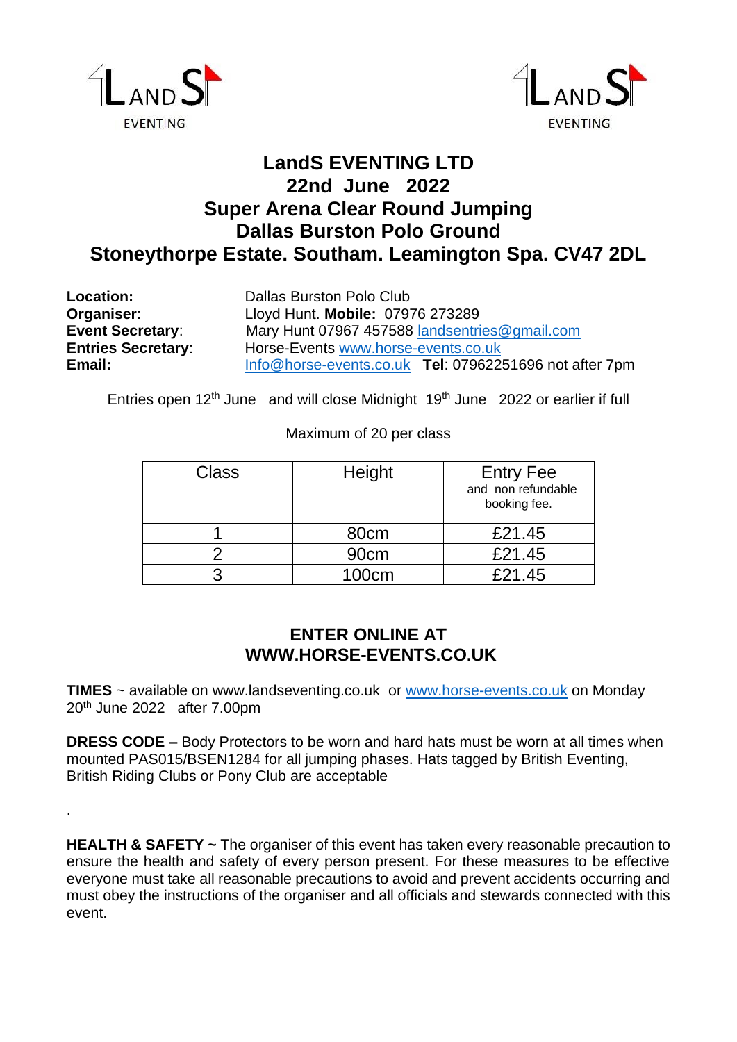LandS EVENTING

LandS EVENTING

# LandS EVENTING LTD
# 22nd June 2022
# Super Arena Clear Round Jumping
# Dallas Burston Polo Ground
# Stoneythorpe Estate. Southam. Leamington Spa. CV47 2DL

**Location:** Dallas Burston Polo Club
**Organiser**: Lloyd Hunt. **Mobile:** 07976 273289
**Event Secretary**: Mary Hunt 07967 457588 landsentries@gmail.com
**Entries Secretary**: Horse-Events www.horse-events.co.uk
**Email:** Info@horse-events.co.uk **Tel**: 07962251696 not after 7pm

Entries open 12th June and will close Midnight 19th June 2022 or earlier if full

Maximum of 20 per class

| Class | Height | Entry Fee and non refundable booking fee. |
|---|---|---|
| 1 | 80cm | £21.45 |
| 2 | 90cm | £21.45 |
| 3 | 100cm | £21.45 |

## ENTER ONLINE AT WWW.HORSE-EVENTS.CO.UK

**TIMES** ~ available on www.landseventing.co.uk or www.horse-events.co.uk on Monday 20th June 2022 after 7.00pm

**DRESS CODE –** Body Protectors to be worn and hard hats must be worn at all times when mounted PAS015/BSEN1284 for all jumping phases. Hats tagged by British Eventing, British Riding Clubs or Pony Club are acceptable

.

**HEALTH & SAFETY ~** The organiser of this event has taken every reasonable precaution to ensure the health and safety of every person present. For these measures to be effective everyone must take all reasonable precautions to avoid and prevent accidents occurring and must obey the instructions of the organiser and all officials and stewards connected with this event.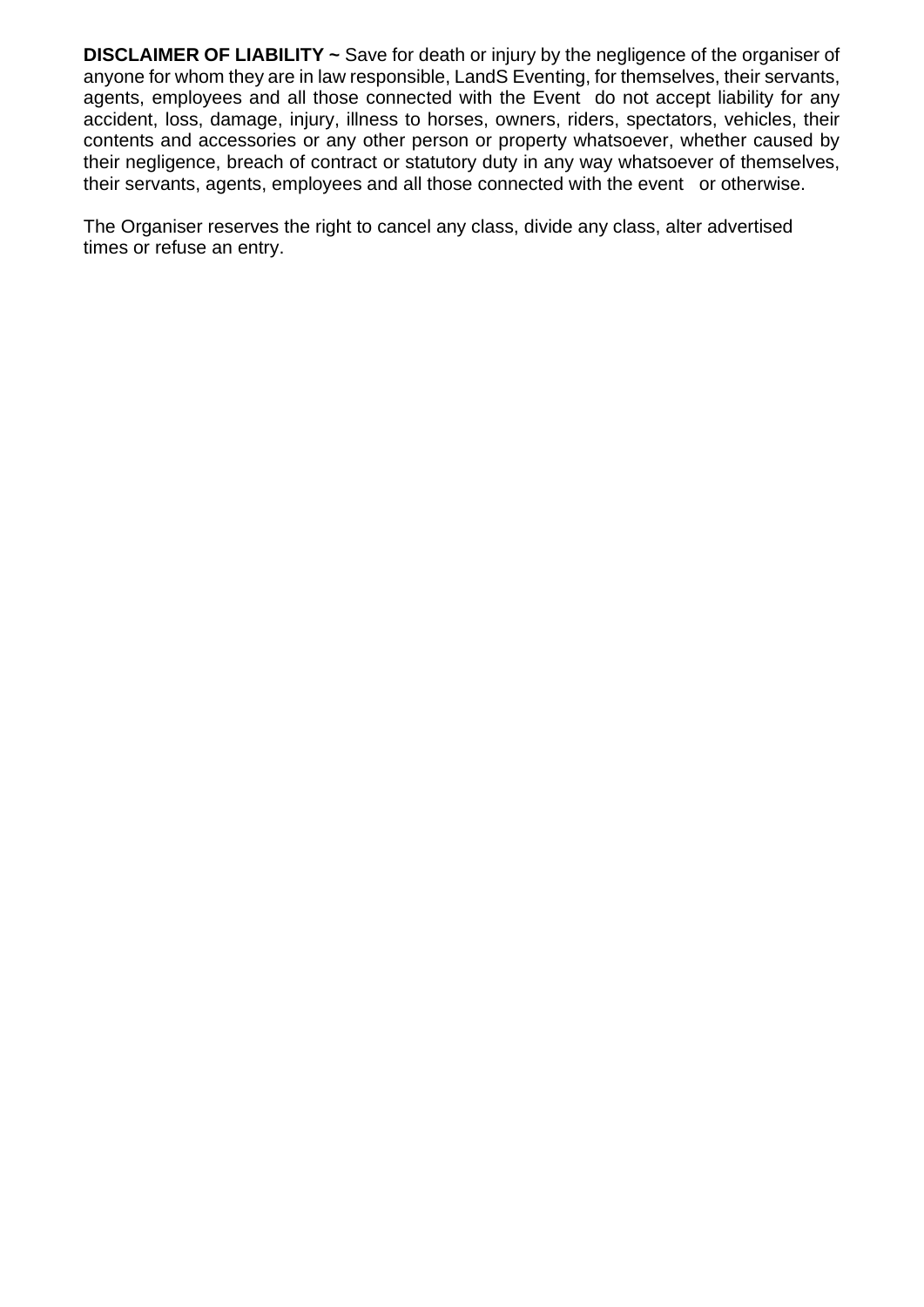**DISCLAIMER OF LIABILITY ~** Save for death or injury by the negligence of the organiser of anyone for whom they are in law responsible, LandS Eventing, for themselves, their servants, agents, employees and all those connected with the Event do not accept liability for any accident, loss, damage, injury, illness to horses, owners, riders, spectators, vehicles, their contents and accessories or any other person or property whatsoever, whether caused by their negligence, breach of contract or statutory duty in any way whatsoever of themselves, their servants, agents, employees and all those connected with the event or otherwise.

The Organiser reserves the right to cancel any class, divide any class, alter advertised times or refuse an entry.